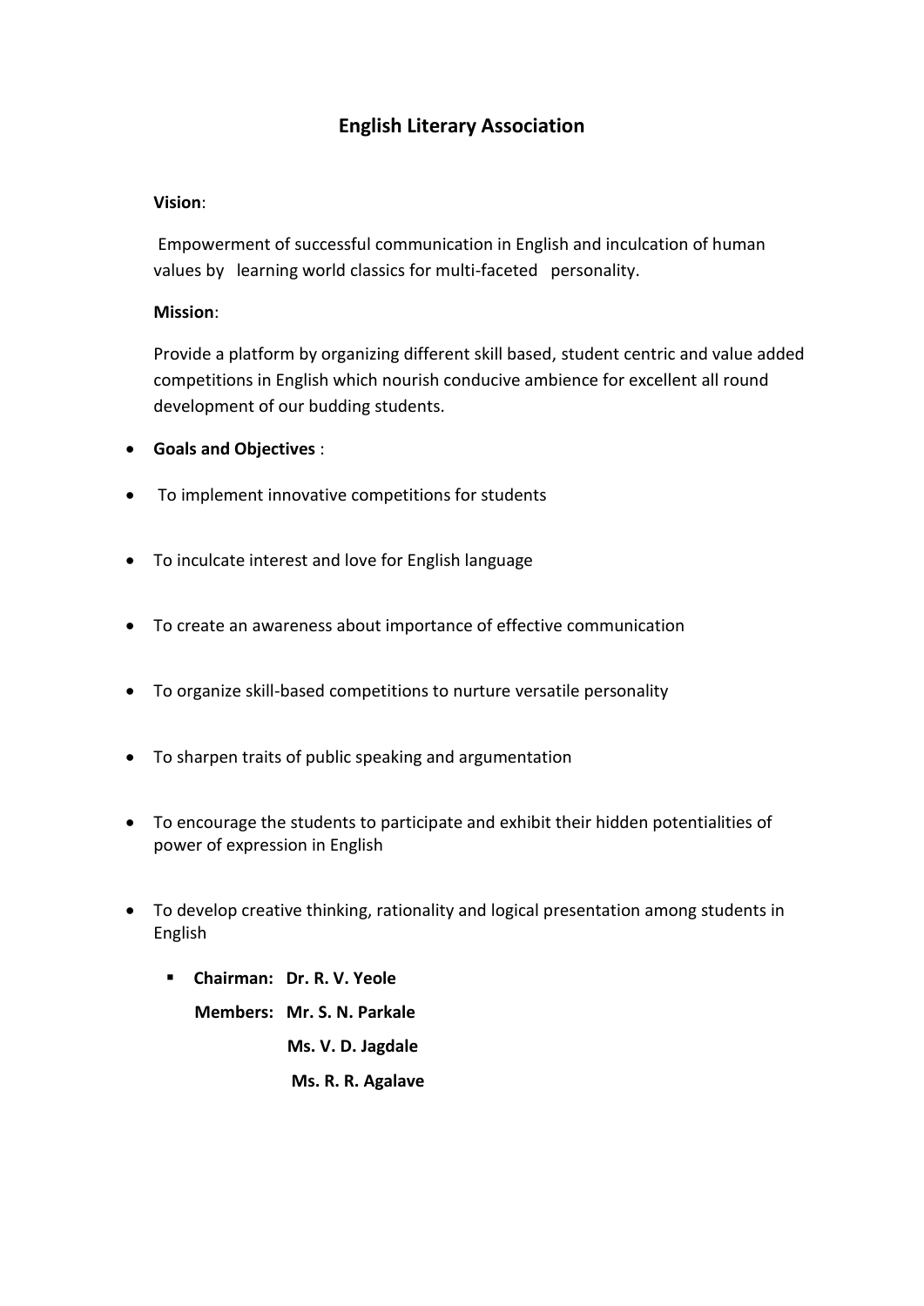# English Literary Association

**Vision**:

Empowerment of successful communication in English and inculcation of human values by learning world classics for multi-faceted personality.

**Mission**:

Provide a platform by organizing different skill based, student centric and value added competitions in English which nourish conducive ambience for excellent all round development of our budding students.

- **Goals and Objectives** :
- To implement innovative competitions for students
- To inculcate interest and love for English language
- To create an awareness about importance of effective communication
- To organize skill-based competitions to nurture versatile personality
- To sharpen traits of public speaking and argumentation
- To encourage the students to participate and exhibit their hidden potentialities of power of expression in English
- To develop creative thinking, rationality and logical presentation among students in English

  - **Chairman: Dr. R. V. Yeole**

    **Members: Mr. S. N. Parkale**

    **Ms. V. D. Jagdale**

    **Ms. R. R. Agalave**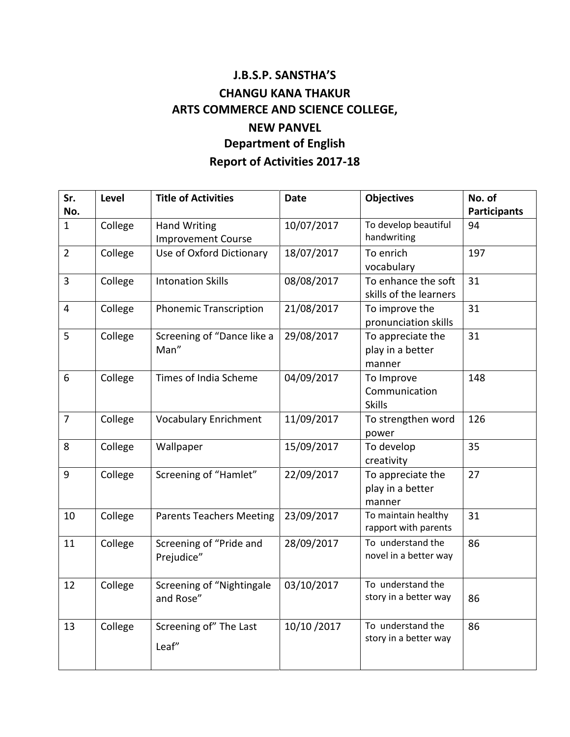# J.B.S.P. SANSTHA'S
# CHANGU KANA THAKUR
# ARTS COMMERCE AND SCIENCE COLLEGE,
# NEW PANVEL
## Department of English
## Report of Activities 2017-18

| Sr. No. | Level | Title of Activities | Date | Objectives | No. of Participants |
|---|---|---|---|---|---|
| 1 | College | Hand Writing Improvement Course | 10/07/2017 | To develop beautiful handwriting | 94 |
| 2 | College | Use of Oxford Dictionary | 18/07/2017 | To enrich vocabulary | 197 |
| 3 | College | Intonation Skills | 08/08/2017 | To enhance the soft skills of the learners | 31 |
| 4 | College | Phonemic Transcription | 21/08/2017 | To improve the pronunciation skills | 31 |
| 5 | College | Screening of "Dance like a Man" | 29/08/2017 | To appreciate the play in a better manner | 31 |
| 6 | College | Times of India Scheme | 04/09/2017 | To Improve Communication Skills | 148 |
| 7 | College | Vocabulary Enrichment | 11/09/2017 | To strengthen word power | 126 |
| 8 | College | Wallpaper | 15/09/2017 | To develop creativity | 35 |
| 9 | College | Screening of "Hamlet" | 22/09/2017 | To appreciate the play in a better manner | 27 |
| 10 | College | Parents Teachers Meeting | 23/09/2017 | To maintain healthy rapport with parents | 31 |
| 11 | College | Screening of "Pride and Prejudice" | 28/09/2017 | To understand the novel in a better way | 86 |
| 12 | College | Screening of "Nightingale and Rose" | 03/10/2017 | To understand the story in a better way | 86 |
| 13 | College | Screening of" The Last Leaf" | 10/10 /2017 | To understand the story in a better way | 86 |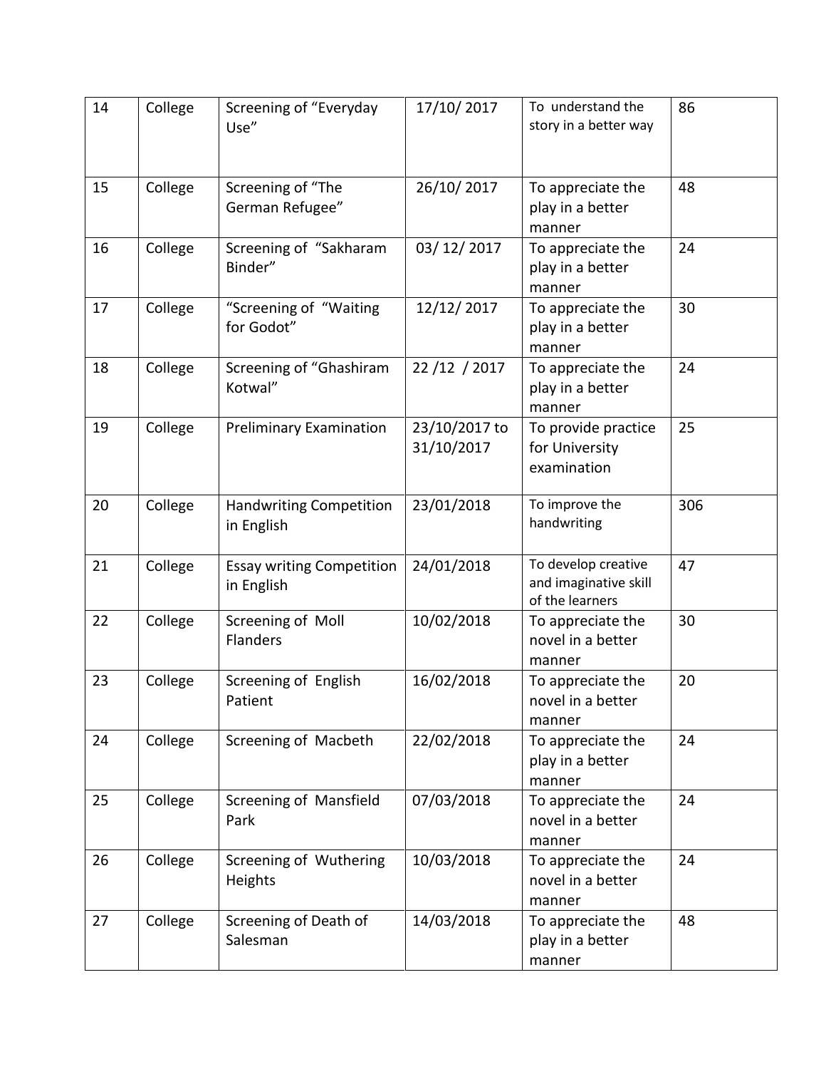| 14 | College | Screening of "Everyday Use" | 17/10/ 2017 | To understand the story in a better way | 86 |
|---|---|---|---|---|---|
| 15 | College | Screening of "The German Refugee" | 26/10/ 2017 | To appreciate the play in a better manner | 48 |
| 16 | College | Screening of "Sakharam Binder" | 03/ 12/ 2017 | To appreciate the play in a better manner | 24 |
| 17 | College | "Screening of "Waiting for Godot" | 12/12/ 2017 | To appreciate the play in a better manner | 30 |
| 18 | College | Screening of "Ghashiram Kotwal" | 22 /12 / 2017 | To appreciate the play in a better manner | 24 |
| 19 | College | Preliminary Examination | 23/10/2017 to 31/10/2017 | To provide practice for University examination | 25 |
| 20 | College | Handwriting Competition in English | 23/01/2018 | To improve the handwriting | 306 |
| 21 | College | Essay writing Competition in English | 24/01/2018 | To develop creative and imaginative skill of the learners | 47 |
| 22 | College | Screening of Moll Flanders | 10/02/2018 | To appreciate the novel in a better manner | 30 |
| 23 | College | Screening of English Patient | 16/02/2018 | To appreciate the novel in a better manner | 20 |
| 24 | College | Screening of Macbeth | 22/02/2018 | To appreciate the play in a better manner | 24 |
| 25 | College | Screening of Mansfield Park | 07/03/2018 | To appreciate the novel in a better manner | 24 |
| 26 | College | Screening of Wuthering Heights | 10/03/2018 | To appreciate the novel in a better manner | 24 |
| 27 | College | Screening of Death of Salesman | 14/03/2018 | To appreciate the play in a better manner | 48 |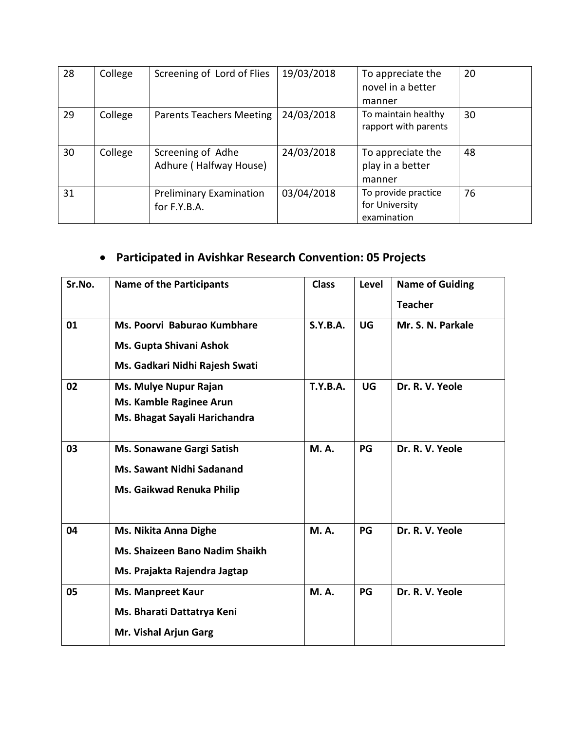| 28 | College | Screening of Lord of Flies | 19/03/2018 | To appreciate the novel in a better manner | 20 |
|---|---|---|---|---|---|
| 29 | College | Parents Teachers Meeting | 24/03/2018 | To maintain healthy rapport with parents | 30 |
| 30 | College | Screening of Adhe Adhure ( Halfway House) | 24/03/2018 | To appreciate the play in a better manner | 48 |
| 31 | | Preliminary Examination for F.Y.B.A. | 03/04/2018 | To provide practice for University examination | 76 |

- **Participated in Avishkar Research Convention: 05 Projects**

| Sr.No. | Name of the Participants | Class | Level | Name of Guiding Teacher |
|---|---|---|---|---|
| **01** | **Ms. Poorvi Baburao Kumbhare**<br>**Ms. Gupta Shivani Ashok**<br>**Ms. Gadkari Nidhi Rajesh Swati** | **S.Y.B.A.** | **UG** | **Mr. S. N. Parkale** |
| **02** | **Ms. Mulye Nupur Rajan**<br>**Ms. Kamble Raginee Arun**<br>**Ms. Bhagat Sayali Harichandra** | **T.Y.B.A.** | **UG** | **Dr. R. V. Yeole** |
| **03** | **Ms. Sonawane Gargi Satish**<br>**Ms. Sawant Nidhi Sadanand**<br>**Ms. Gaikwad Renuka Philip** | **M. A.** | **PG** | **Dr. R. V. Yeole** |
| **04** | **Ms. Nikita Anna Dighe**<br>**Ms. Shaizeen Bano Nadim Shaikh**<br>**Ms. Prajakta Rajendra Jagtap** | **M. A.** | **PG** | **Dr. R. V. Yeole** |
| **05** | **Ms. Manpreet Kaur**<br>**Ms. Bharati Dattatrya Keni**<br>**Mr. Vishal Arjun Garg** | **M. A.** | **PG** | **Dr. R. V. Yeole** |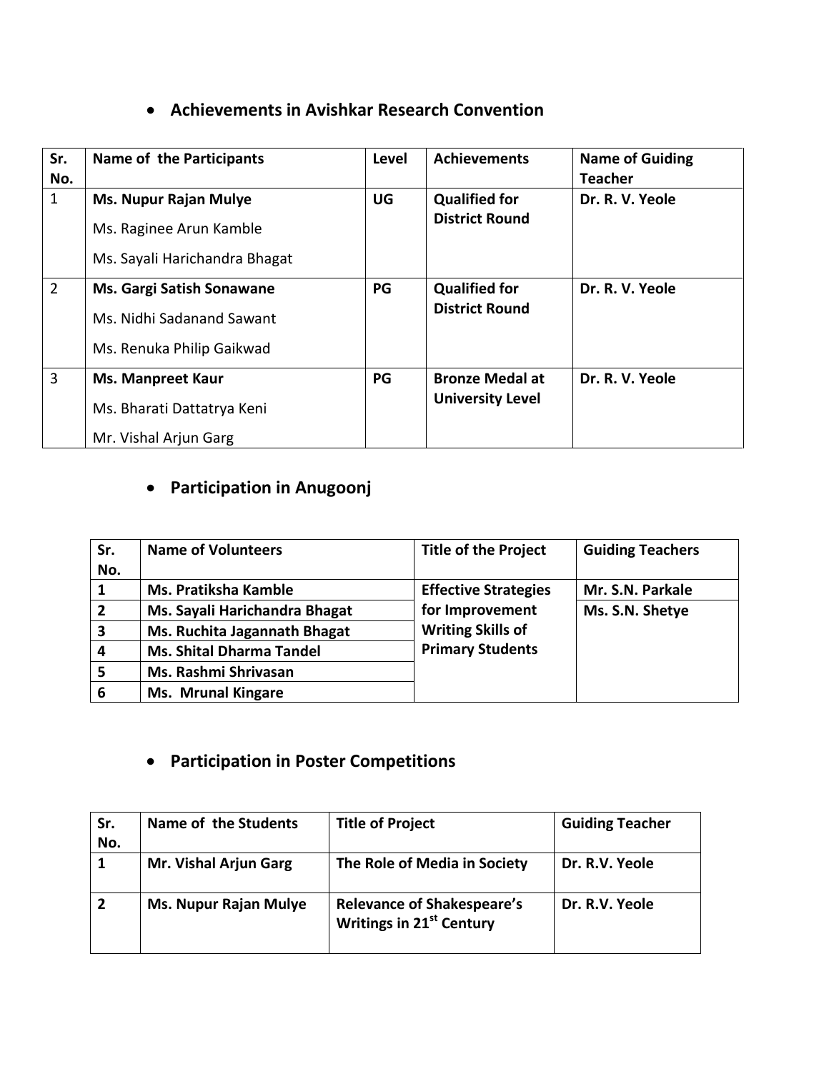- **Achievements in Avishkar Research Convention**

| Sr. No. | Name of the Participants | Level | Achievements | Name of Guiding Teacher |
|---|---|---|---|---|
| 1 | **Ms. Nupur Rajan Mulye**<br>Ms. Raginee Arun Kamble<br>Ms. Sayali Harichandra Bhagat | **UG** | **Qualified for District Round** | **Dr. R. V. Yeole** |
| 2 | **Ms. Gargi Satish Sonawane**<br>Ms. Nidhi Sadanand Sawant<br>Ms. Renuka Philip Gaikwad | **PG** | **Qualified for District Round** | **Dr. R. V. Yeole** |
| 3 | **Ms. Manpreet Kaur**<br>Ms. Bharati Dattatrya Keni<br>Mr. Vishal Arjun Garg | **PG** | **Bronze Medal at University Level** | **Dr. R. V. Yeole** |

- **Participation in Anugoonj**

| Sr. No. | Name of Volunteers | Title of the Project | Guiding Teachers |
|---|---|---|---|
| **1** | **Ms. Pratiksha Kamble** | **Effective Strategies for Improvement Writing Skills of Primary Students** | **Mr. S.N. Parkale** |
| **2** | **Ms. Sayali Harichandra Bhagat** | | **Ms. S.N. Shetye** |
| **3** | **Ms. Ruchita Jagannath Bhagat** | | |
| **4** | **Ms. Shital Dharma Tandel** | | |
| **5** | **Ms. Rashmi Shrivasan** | | |
| **6** | **Ms. Mrunal Kingare** | | |

- **Participation in Poster Competitions**

| Sr. No. | Name of the Students | Title of Project | Guiding Teacher |
|---|---|---|---|
| **1** | **Mr. Vishal Arjun Garg** | **The Role of Media in Society** | **Dr. R.V. Yeole** |
| **2** | **Ms. Nupur Rajan Mulye** | **Relevance of Shakespeare's Writings in 21st Century** | **Dr. R.V. Yeole** |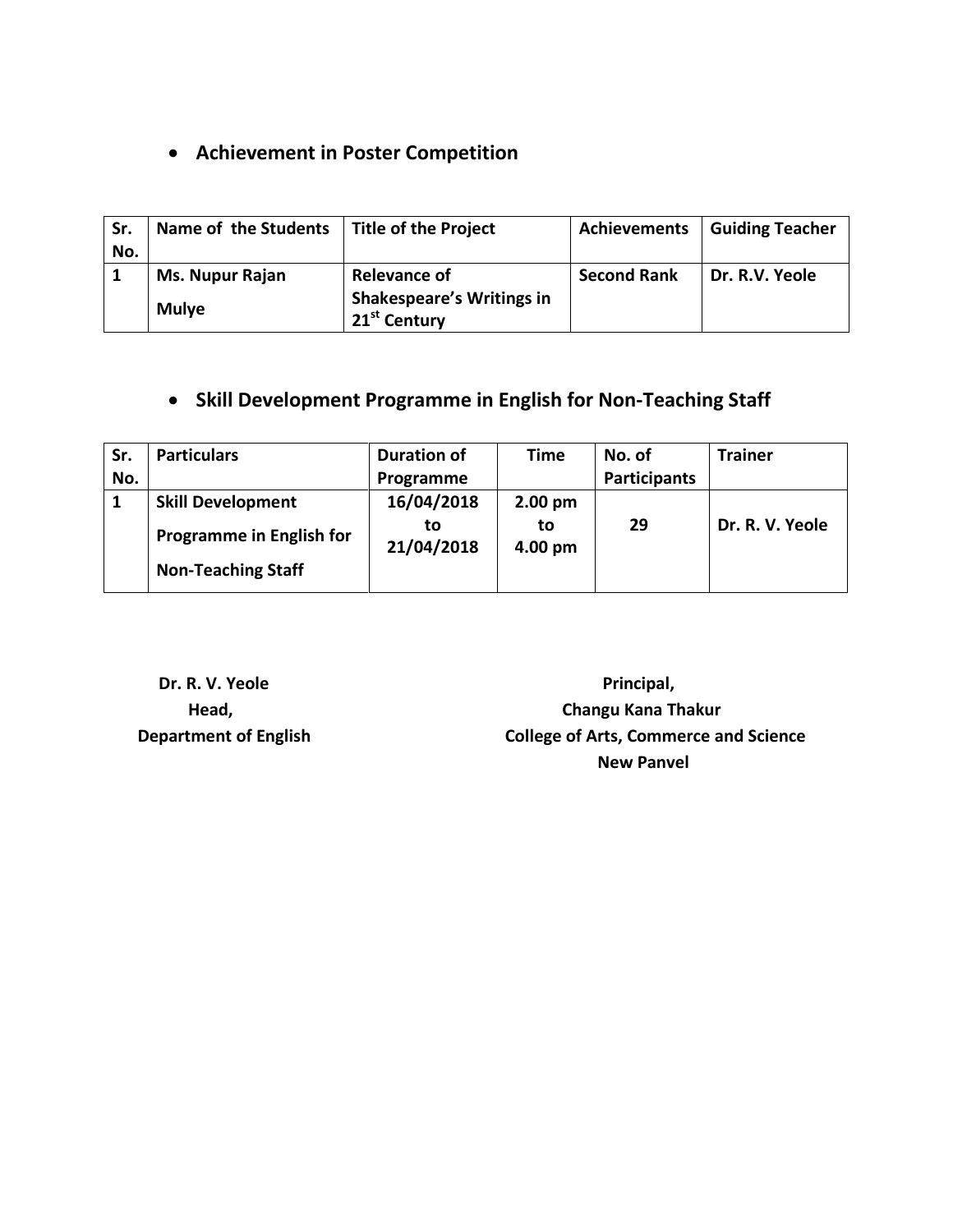- **Achievement in Poster Competition**

| Sr. No. | Name of the Students | Title of the Project | Achievements | Guiding Teacher |
|---|---|---|---|---|
| 1 | Ms. Nupur Rajan Mulye | Relevance of Shakespeare's Writings in 21st Century | Second Rank | Dr. R.V. Yeole |

- **Skill Development Programme in English for Non-Teaching Staff**

| Sr. No. | Particulars | Duration of Programme | Time | No. of Participants | Trainer |
|---|---|---|---|---|---|
| 1 | Skill Development Programme in English for Non-Teaching Staff | 16/04/2018 to 21/04/2018 | 2.00 pm to 4.00 pm | 29 | Dr. R. V. Yeole |

**Dr. R. V. Yeole**
**Head,**
**Department of English**

**Principal,**
**Changu Kana Thakur**
**College of Arts, Commerce and Science**
**New Panvel**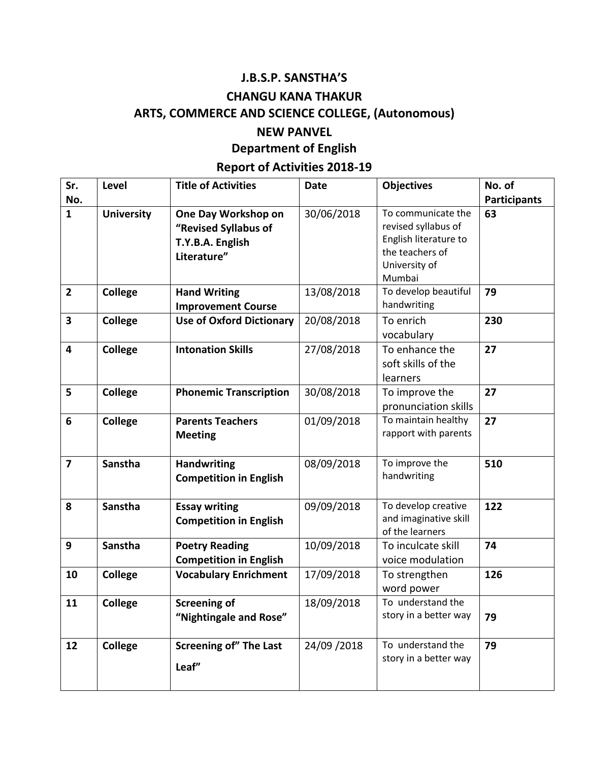# J.B.S.P. SANSTHA'S

# CHANGU KANA THAKUR

# ARTS, COMMERCE AND SCIENCE COLLEGE, (Autonomous)

# NEW PANVEL

## Department of English

## Report of Activities 2018-19

| Sr. No. | Level | Title of Activities | Date | Objectives | No. of Participants |
|---|---|---|---|---|---|
| **1** | **University** | **One Day Workshop on "Revised Syllabus of T.Y.B.A. English Literature"** | 30/06/2018 | To communicate the revised syllabus of English literature to the teachers of University of Mumbai | **63** |
| **2** | **College** | **Hand Writing Improvement Course** | 13/08/2018 | To develop beautiful handwriting | **79** |
| **3** | **College** | **Use of Oxford Dictionary** | 20/08/2018 | To enrich vocabulary | **230** |
| **4** | **College** | **Intonation Skills** | 27/08/2018 | To enhance the soft skills of the learners | **27** |
| **5** | **College** | **Phonemic Transcription** | 30/08/2018 | To improve the pronunciation skills | **27** |
| **6** | **College** | **Parents Teachers Meeting** | 01/09/2018 | To maintain healthy rapport with parents | **27** |
| **7** | **Sanstha** | **Handwriting Competition in English** | 08/09/2018 | To improve the handwriting | **510** |
| **8** | **Sanstha** | **Essay writing Competition in English** | 09/09/2018 | To develop creative and imaginative skill of the learners | **122** |
| **9** | **Sanstha** | **Poetry Reading Competition in English** | 10/09/2018 | To inculcate skill voice modulation | **74** |
| **10** | **College** | **Vocabulary Enrichment** | 17/09/2018 | To strengthen word power | **126** |
| **11** | **College** | **Screening of "Nightingale and Rose"** | 18/09/2018 | To understand the story in a better way | **79** |
| **12** | **College** | **Screening of" The Last Leaf"** | 24/09 /2018 | To understand the story in a better way | **79** |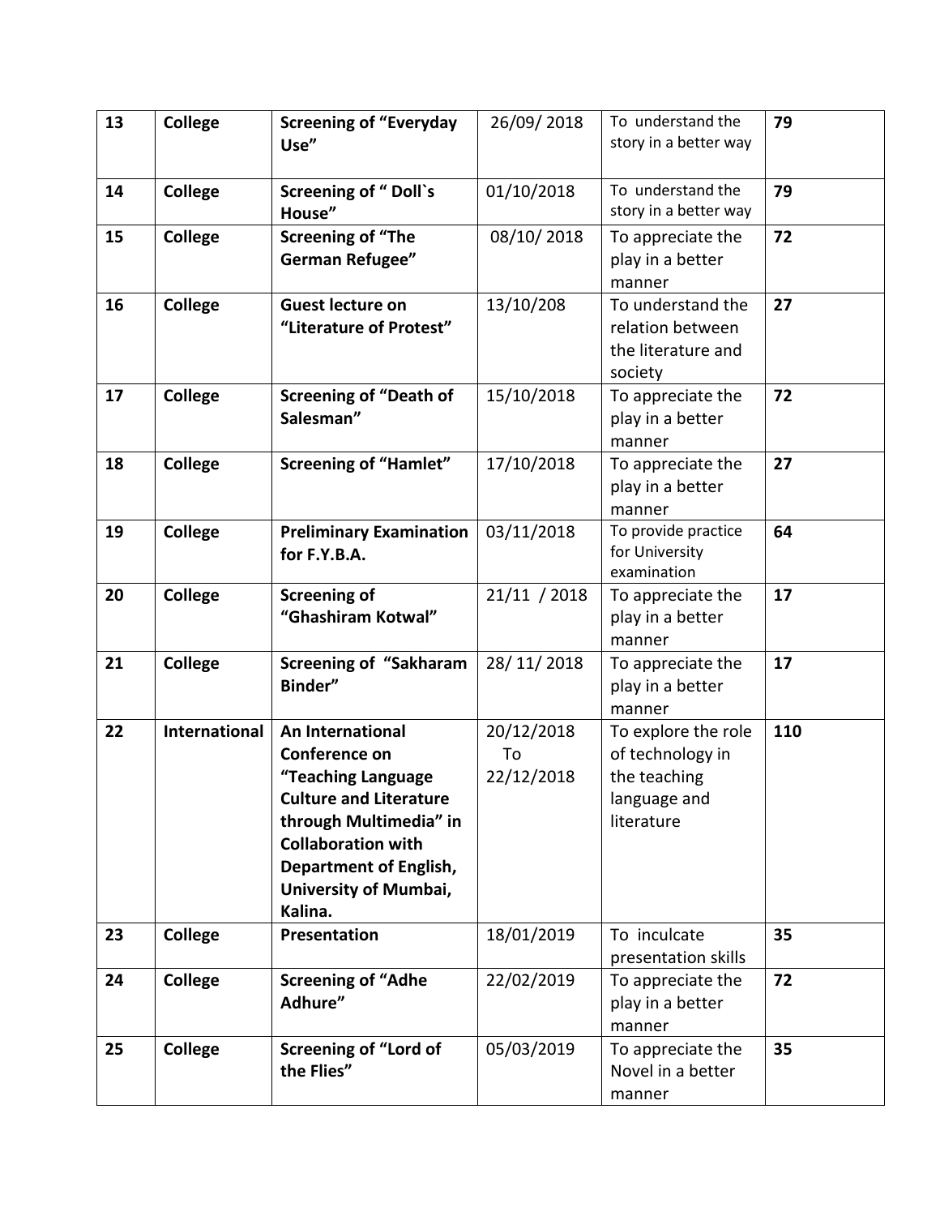| 13 | College | **Screening of "Everyday Use"** | 26/09/ 2018 | To understand the story in a better way | **79** |
|---|---|---|---|---|---|
| 14 | College | **Screening of " Doll`s House"** | 01/10/2018 | To understand the story in a better way | **79** |
| 15 | College | **Screening of "The German Refugee"** | 08/10/ 2018 | To appreciate the play in a better manner | **72** |
| 16 | College | **Guest lecture on "Literature of Protest"** | 13/10/208 | To understand the relation between the literature and society | **27** |
| 17 | College | **Screening of "Death of Salesman"** | 15/10/2018 | To appreciate the play in a better manner | **72** |
| 18 | College | **Screening of "Hamlet"** | 17/10/2018 | To appreciate the play in a better manner | **27** |
| 19 | College | **Preliminary Examination for F.Y.B.A.** | 03/11/2018 | To provide practice for University examination | **64** |
| 20 | College | **Screening of "Ghashiram Kotwal"** | 21/11 / 2018 | To appreciate the play in a better manner | **17** |
| 21 | College | **Screening of "Sakharam Binder"** | 28/ 11/ 2018 | To appreciate the play in a better manner | **17** |
| 22 | International | **An International Conference on "Teaching Language Culture and Literature through Multimedia" in Collaboration with Department of English, University of Mumbai, Kalina.** | 20/12/2018 To 22/12/2018 | To explore the role of technology in the teaching language and literature | **110** |
| 23 | College | **Presentation** | 18/01/2019 | To inculcate presentation skills | **35** |
| 24 | College | **Screening of "Adhe Adhure"** | 22/02/2019 | To appreciate the play in a better manner | **72** |
| 25 | College | **Screening of "Lord of the Flies"** | 05/03/2019 | To appreciate the Novel in a better manner | **35** |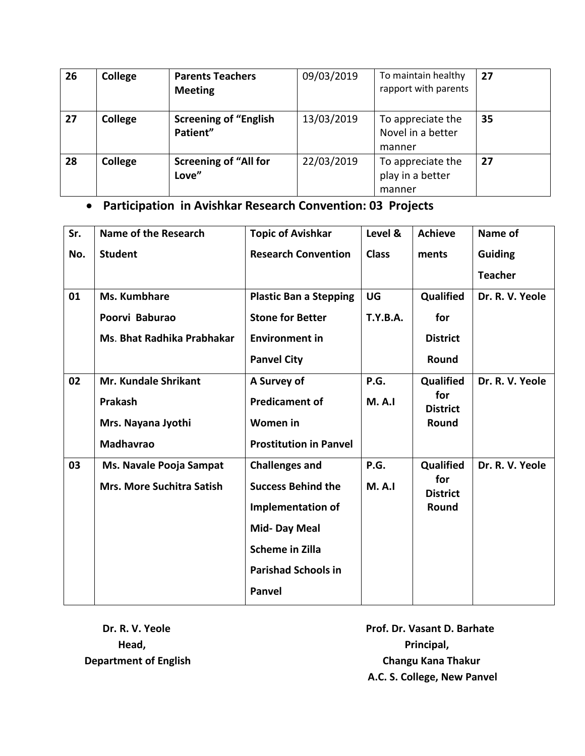| 26 | College | **Parents Teachers Meeting** | 09/03/2019 | To maintain healthy rapport with parents | 27 |
|---|---|---|---|---|---|
| 27 | College | **Screening of "English Patient"** | 13/03/2019 | To appreciate the Novel in a better manner | 35 |
| 28 | College | **Screening of "All for Love"** | 22/03/2019 | To appreciate the play in a better manner | 27 |

- **Participation in Avishkar Research Convention: 03 Projects**

| Sr. No. | Name of the Research Student | Topic of Avishkar Research Convention | Level & Class | Achievements | Name of Guiding Teacher |
|---|---|---|---|---|---|
| 01 | Ms. Kumbhare Poorvi Baburao<br>Ms. Bhat Radhika Prabhakar | Plastic Ban a Stepping Stone for Better Environment in Panvel City | UG T.Y.B.A. | Qualified for District Round | Dr. R. V. Yeole |
| 02 | Mr. Kundale Shrikant Prakash<br>Mrs. Nayana Jyothi Madhavrao | A Survey of Predicament of Women in Prostitution in Panvel | P.G. M. A.I | Qualified for District Round | Dr. R. V. Yeole |
| 03 | Ms. Navale Pooja Sampat<br>Mrs. More Suchitra Satish | Challenges and Success Behind the Implementation of Mid- Day Meal Scheme in Zilla Parishad Schools in Panvel | P.G. M. A.I | Qualified for District Round | Dr. R. V. Yeole |

**Dr. R. V. Yeole**
**Head,**
**Department of English**

**Prof. Dr. Vasant D. Barhate**
**Principal,**
**Changu Kana Thakur**
**A.C. S. College, New Panvel**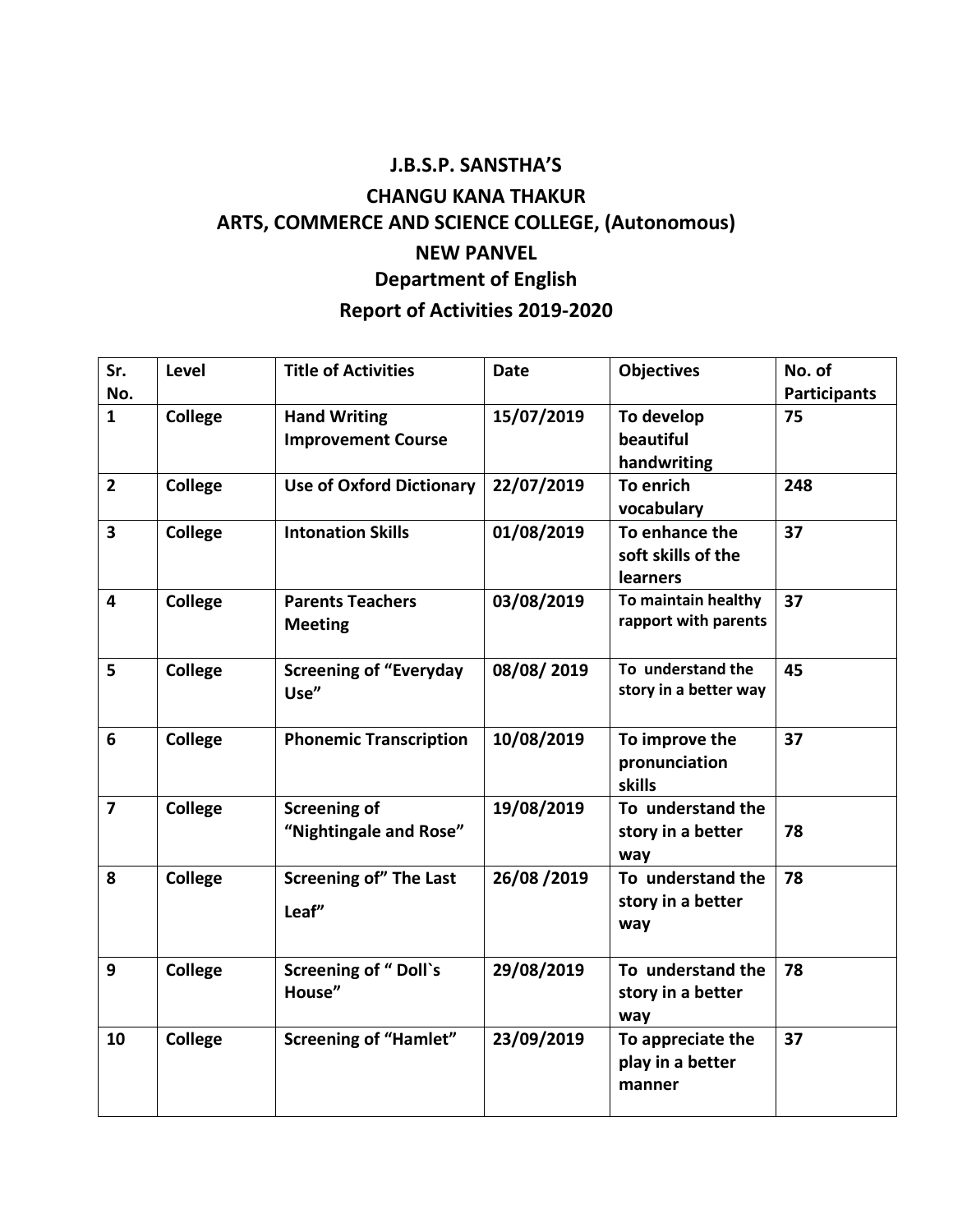# J.B.S.P. SANSTHA'S

## CHANGU KANA THAKUR

## ARTS, COMMERCE AND SCIENCE COLLEGE, (Autonomous)

## NEW PANVEL

### Department of English

### Report of Activities 2019-2020

| Sr. No. | Level | Title of Activities | Date | Objectives | No. of Participants |
|---|---|---|---|---|---|
| 1 | College | Hand Writing Improvement Course | 15/07/2019 | To develop beautiful handwriting | 75 |
| 2 | College | Use of Oxford Dictionary | 22/07/2019 | To enrich vocabulary | 248 |
| 3 | College | Intonation Skills | 01/08/2019 | To enhance the soft skills of the learners | 37 |
| 4 | College | Parents Teachers Meeting | 03/08/2019 | To maintain healthy rapport with parents | 37 |
| 5 | College | Screening of "Everyday Use" | 08/08/ 2019 | To understand the story in a better way | 45 |
| 6 | College | Phonemic Transcription | 10/08/2019 | To improve the pronunciation skills | 37 |
| 7 | College | Screening of "Nightingale and Rose" | 19/08/2019 | To understand the story in a better way | 78 |
| 8 | College | Screening of" The Last Leaf" | 26/08 /2019 | To understand the story in a better way | 78 |
| 9 | College | Screening of " Doll`s House" | 29/08/2019 | To understand the story in a better way | 78 |
| 10 | College | Screening of "Hamlet" | 23/09/2019 | To appreciate the play in a better manner | 37 |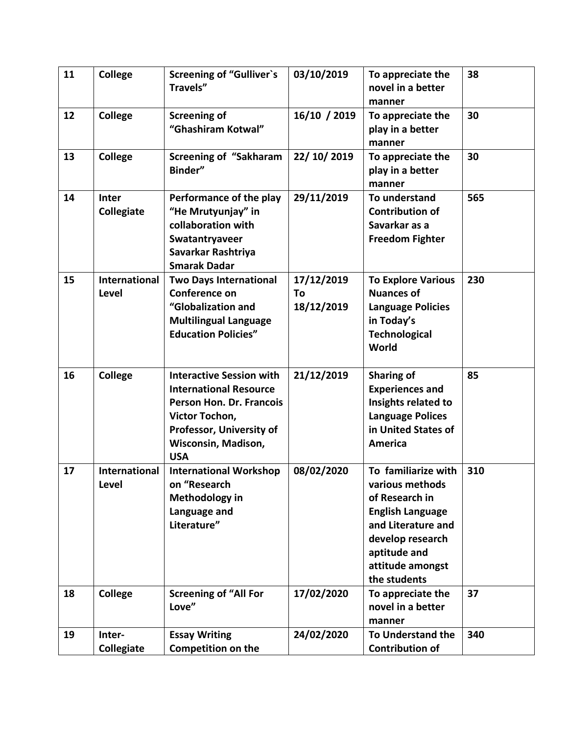| 11 | College | Screening of "Gulliver`s Travels" | 03/10/2019 | To appreciate the novel in a better manner | 38 |
|---|---|---|---|---|---|
| 12 | College | Screening of "Ghashiram Kotwal" | 16/10 / 2019 | To appreciate the play in a better manner | 30 |
| 13 | College | Screening of "Sakharam Binder" | 22/ 10/ 2019 | To appreciate the play in a better manner | 30 |
| 14 | Inter Collegiate | Performance of the play "He Mrutyunjay" in collaboration with Swatantryaveer Savarkar Rashtriya Smarak Dadar | 29/11/2019 | To understand Contribution of Savarkar as a Freedom Fighter | 565 |
| 15 | International Level | Two Days International Conference on "Globalization and Multilingual Language Education Policies" | 17/12/2019 To 18/12/2019 | To Explore Various Nuances of Language Policies in Today's Technological World | 230 |
| 16 | College | Interactive Session with International Resource Person Hon. Dr. Francois Victor Tochon, Professor, University of Wisconsin, Madison, USA | 21/12/2019 | Sharing of Experiences and Insights related to Language Polices in United States of America | 85 |
| 17 | International Level | International Workshop on "Research Methodology in Language and Literature" | 08/02/2020 | To familiarize with various methods of Research in English Language and Literature and develop research aptitude and attitude amongst the students | 310 |
| 18 | College | Screening of "All For Love" | 17/02/2020 | To appreciate the novel in a better manner | 37 |
| 19 | Inter-Collegiate | Essay Writing Competition on the | 24/02/2020 | To Understand the Contribution of | 340 |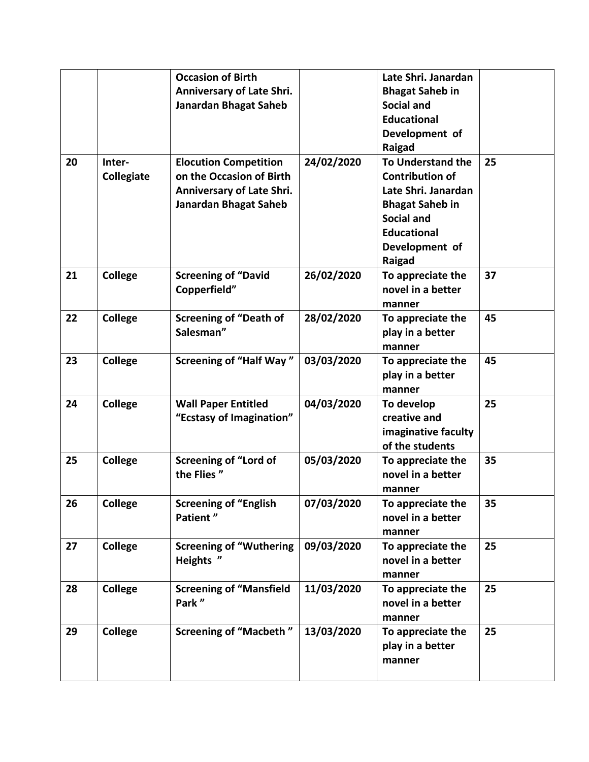| | | | | | |
|---|---|---|---|---|---|
| | | **Occasion of Birth Anniversary of Late Shri. Janardan Bhagat Saheb** | | **Late Shri. Janardan Bhagat Saheb in Social and Educational Development of Raigad** | |
| **20** | **Inter-Collegiate** | **Elocution Competition on the Occasion of Birth Anniversary of Late Shri. Janardan Bhagat Saheb** | **24/02/2020** | **To Understand the Contribution of Late Shri. Janardan Bhagat Saheb in Social and Educational Development of Raigad** | **25** |
| **21** | **College** | **Screening of "David Copperfield"** | **26/02/2020** | **To appreciate the novel in a better manner** | **37** |
| **22** | **College** | **Screening of "Death of Salesman"** | **28/02/2020** | **To appreciate the play in a better manner** | **45** |
| **23** | **College** | **Screening of "Half Way "** | **03/03/2020** | **To appreciate the play in a better manner** | **45** |
| **24** | **College** | **Wall Paper Entitled "Ecstasy of Imagination"** | **04/03/2020** | **To develop creative and imaginative faculty of the students** | **25** |
| **25** | **College** | **Screening of "Lord of the Flies "** | **05/03/2020** | **To appreciate the novel in a better manner** | **35** |
| **26** | **College** | **Screening of "English Patient "** | **07/03/2020** | **To appreciate the novel in a better manner** | **35** |
| **27** | **College** | **Screening of "Wuthering Heights "** | **09/03/2020** | **To appreciate the novel in a better manner** | **25** |
| **28** | **College** | **Screening of "Mansfield Park "** | **11/03/2020** | **To appreciate the novel in a better manner** | **25** |
| **29** | **College** | **Screening of "Macbeth "** | **13/03/2020** | **To appreciate the play in a better manner** | **25** |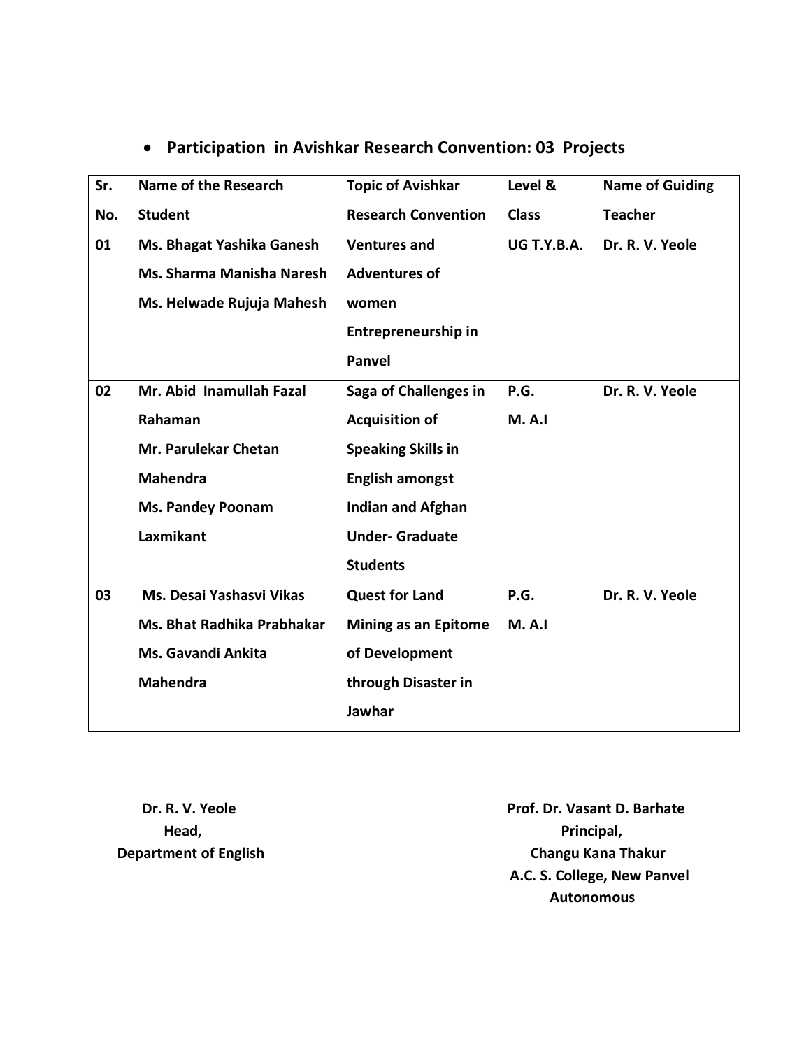- **Participation in Avishkar Research Convention: 03 Projects**

| Sr. No. | Name of the Research Student | Topic of Avishkar Research Convention | Level & Class | Name of Guiding Teacher |
|---|---|---|---|---|
| 01 | Ms. Bhagat Yashika Ganesh<br>Ms. Sharma Manisha Naresh<br>Ms. Helwade Rujuja Mahesh | Ventures and Adventures of women Entrepreneurship in Panvel | UG T.Y.B.A. | Dr. R. V. Yeole |
| 02 | Mr. Abid Inamullah Fazal Rahaman<br>Mr. Parulekar Chetan Mahendra<br>Ms. Pandey Poonam Laxmikant | Saga of Challenges in Acquisition of Speaking Skills in English amongst Indian and Afghan Under- Graduate Students | P.G. M. A.I | Dr. R. V. Yeole |
| 03 | Ms. Desai Yashasvi Vikas<br>Ms. Bhat Radhika Prabhakar<br>Ms. Gavandi Ankita Mahendra | Quest for Land Mining as an Epitome of Development through Disaster in Jawhar | P.G. M. A.I | Dr. R. V. Yeole |

**Dr. R. V. Yeole**
**Head,**
**Department of English**

**Prof. Dr. Vasant D. Barhate**
**Principal,**
**Changu Kana Thakur**
**A.C. S. College, New Panvel**
**Autonomous**